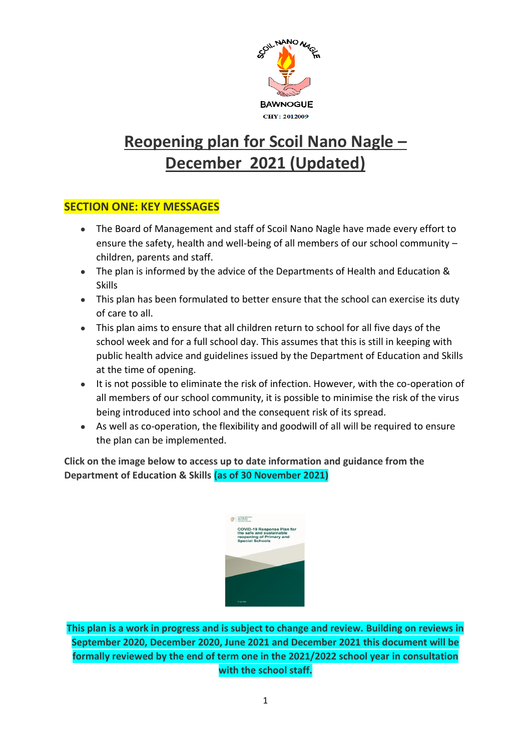# Reopening plan for Scoil Nano Nagle – December 2021 (Updated)

## SECTION ONE: KEY MESSAGES

- The Board of Management and staff of Scoil Nano Nagle have made every effort to ensure the safety, health and well-being of all members of our school community – children, parents and staff.
- The plan is informed by the advice of the Departments of Health and Education & Skills
- This plan has been formulated to better ensure that the school can exercise its duty of care to all.
- This plan aims to ensure that all children return to school for all five days of the school week and for a full school day. This assumes that this is still in keeping with public health advice and guidelines issued by the Department of Education and Skills at the time of opening.
- It is not possible to eliminate the risk of infection. However, with the co-operation of all members of our school community, it is possible to minimise the risk of the virus being introduced into school and the consequent risk of its spread.
- As well as co-operation, the flexibility and goodwill of all will be required to ensure the plan can be implemented.

**Click on the image below to access up to date information and guidance from the Department of Education & Skills (as of 30 November 2021)**

**This plan is a work in progress and is subject to change and review. Building on reviews in September 2020, December 2020, June 2021 and December 2021 this document will be formally reviewed by the end of term one in the 2021/2022 school year in consultation with the school staff.**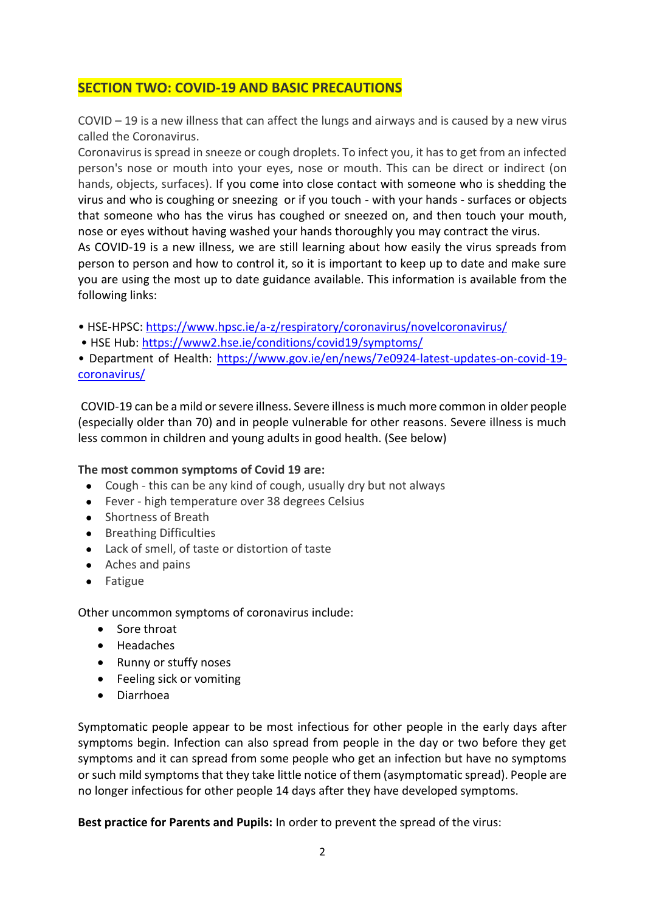## SECTION TWO: COVID-19 AND BASIC PRECAUTIONS

COVID – 19 is a new illness that can affect the lungs and airways and is caused by a new virus called the Coronavirus.

Coronavirus is spread in sneeze or cough droplets. To infect you, it has to get from an infected person's nose or mouth into your eyes, nose or mouth. This can be direct or indirect (on hands, objects, surfaces). If you come into close contact with someone who is shedding the virus and who is coughing or sneezing or if you touch - with your hands - surfaces or objects that someone who has the virus has coughed or sneezed on, and then touch your mouth, nose or eyes without having washed your hands thoroughly you may contract the virus.

As COVID-19 is a new illness, we are still learning about how easily the virus spreads from person to person and how to control it, so it is important to keep up to date and make sure you are using the most up to date guidance available. This information is available from the following links:

- HSE-HPSC: https://www.hpsc.ie/a-z/respiratory/coronavirus/novelcoronavirus/
- HSE Hub: https://www2.hse.ie/conditions/covid19/symptoms/
- Department of Health: https://www.gov.ie/en/news/7e0924-latest-updates-on-covid-19-coronavirus/

COVID-19 can be a mild or severe illness. Severe illness is much more common in older people (especially older than 70) and in people vulnerable for other reasons. Severe illness is much less common in children and young adults in good health. (See below)

**The most common symptoms of Covid 19 are:**

- Cough - this can be any kind of cough, usually dry but not always
- Fever - high temperature over 38 degrees Celsius
- Shortness of Breath
- Breathing Difficulties
- Lack of smell, of taste or distortion of taste
- Aches and pains
- Fatigue

Other uncommon symptoms of coronavirus include:

- Sore throat
- Headaches
- Runny or stuffy noses
- Feeling sick or vomiting
- Diarrhoea

Symptomatic people appear to be most infectious for other people in the early days after symptoms begin. Infection can also spread from people in the day or two before they get symptoms and it can spread from some people who get an infection but have no symptoms or such mild symptoms that they take little notice of them (asymptomatic spread). People are no longer infectious for other people 14 days after they have developed symptoms.

**Best practice for Parents and Pupils:** In order to prevent the spread of the virus: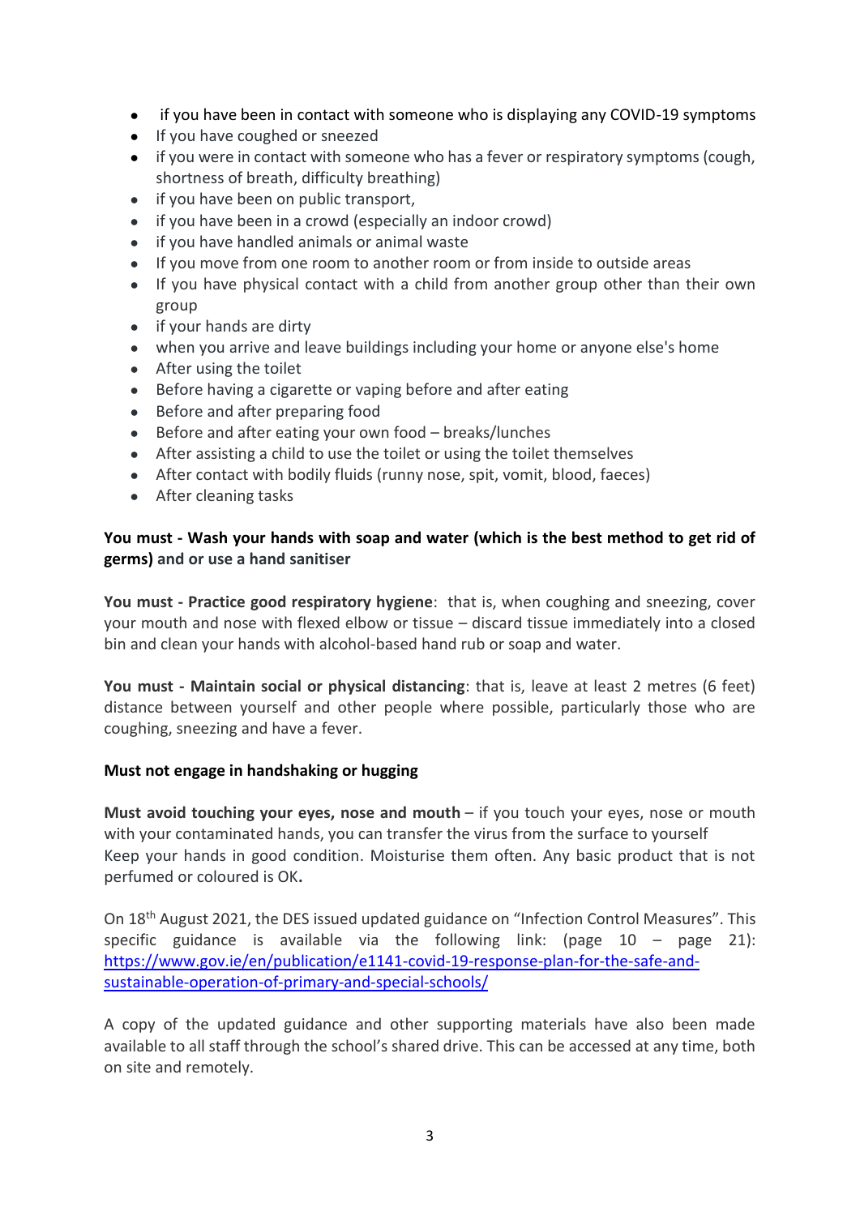- if you have been in contact with someone who is displaying any COVID-19 symptoms
- If you have coughed or sneezed
- if you were in contact with someone who has a fever or respiratory symptoms (cough, shortness of breath, difficulty breathing)
- if you have been on public transport,
- if you have been in a crowd (especially an indoor crowd)
- if you have handled animals or animal waste
- If you move from one room to another room or from inside to outside areas
- If you have physical contact with a child from another group other than their own group
- if your hands are dirty
- when you arrive and leave buildings including your home or anyone else's home
- After using the toilet
- Before having a cigarette or vaping before and after eating
- Before and after preparing food
- Before and after eating your own food – breaks/lunches
- After assisting a child to use the toilet or using the toilet themselves
- After contact with bodily fluids (runny nose, spit, vomit, blood, faeces)
- After cleaning tasks

**You must - Wash your hands with soap and water (which is the best method to get rid of germs) and or use a hand sanitiser**

**You must - Practice good respiratory hygiene**: that is, when coughing and sneezing, cover your mouth and nose with flexed elbow or tissue – discard tissue immediately into a closed bin and clean your hands with alcohol-based hand rub or soap and water.

**You must - Maintain social or physical distancing**: that is, leave at least 2 metres (6 feet) distance between yourself and other people where possible, particularly those who are coughing, sneezing and have a fever.

**Must not engage in handshaking or hugging**

**Must avoid touching your eyes, nose and mouth** – if you touch your eyes, nose or mouth with your contaminated hands, you can transfer the virus from the surface to yourself
Keep your hands in good condition. Moisturise them often. Any basic product that is not perfumed or coloured is OK**.**

On 18th August 2021, the DES issued updated guidance on "Infection Control Measures". This specific guidance is available via the following link: (page 10 – page 21): https://www.gov.ie/en/publication/e1141-covid-19-response-plan-for-the-safe-and-sustainable-operation-of-primary-and-special-schools/

A copy of the updated guidance and other supporting materials have also been made available to all staff through the school's shared drive. This can be accessed at any time, both on site and remotely.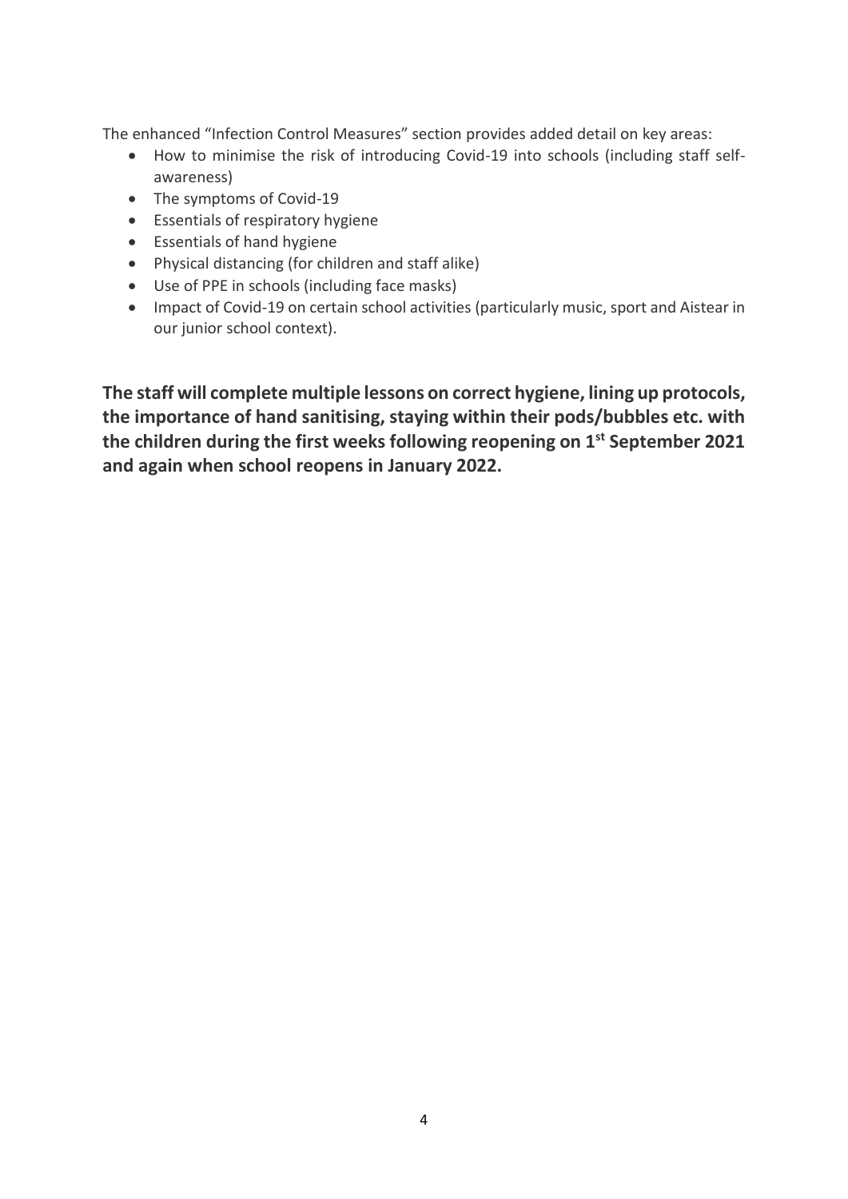The enhanced "Infection Control Measures" section provides added detail on key areas:

- How to minimise the risk of introducing Covid-19 into schools (including staff self-awareness)
- The symptoms of Covid-19
- Essentials of respiratory hygiene
- Essentials of hand hygiene
- Physical distancing (for children and staff alike)
- Use of PPE in schools (including face masks)
- Impact of Covid-19 on certain school activities (particularly music, sport and Aistear in our junior school context).

**The staff will complete multiple lessons on correct hygiene, lining up protocols, the importance of hand sanitising, staying within their pods/bubbles etc. with the children during the first weeks following reopening on 1st September 2021 and again when school reopens in January 2022.**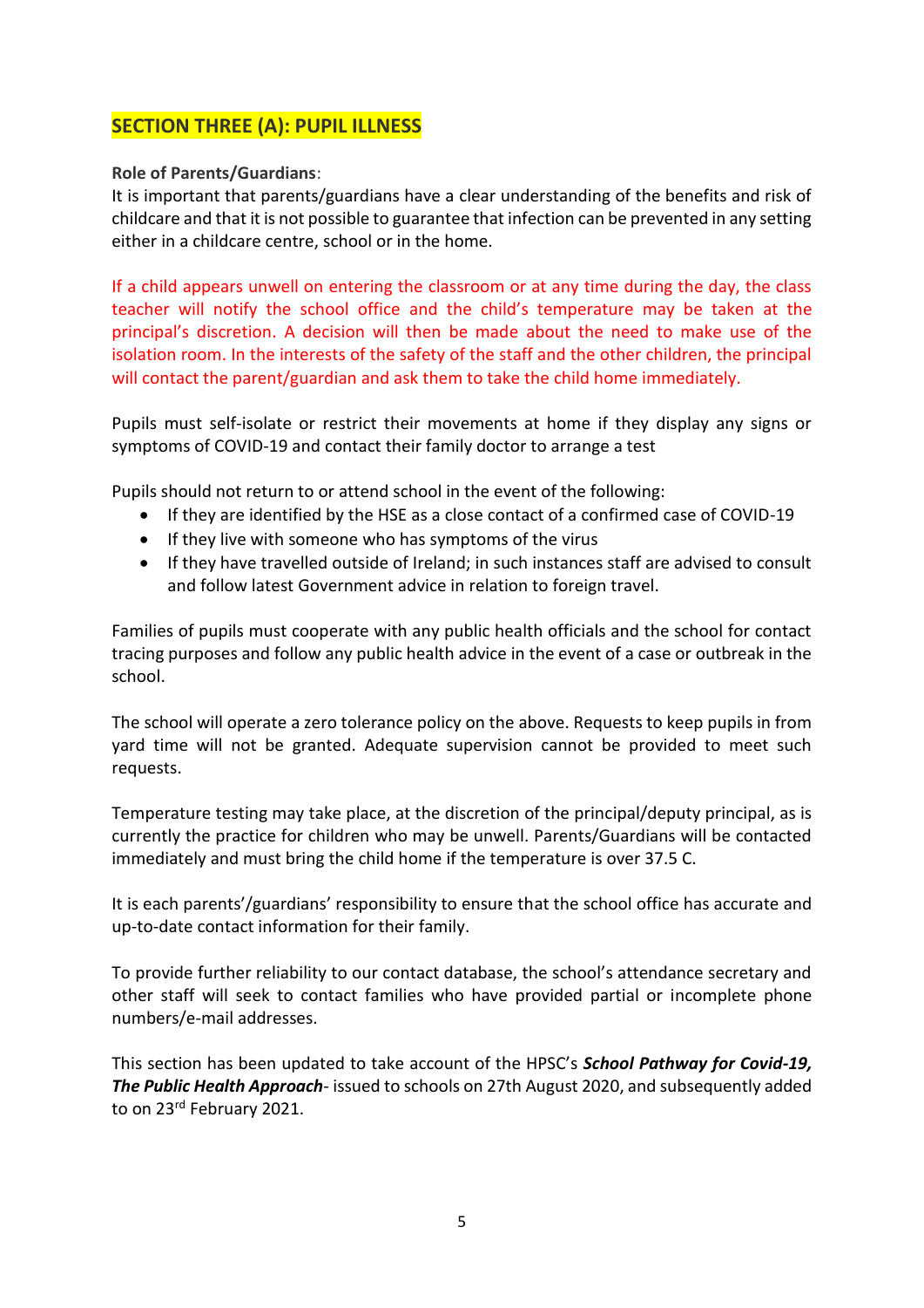## SECTION THREE (A): PUPIL ILLNESS

**Role of Parents/Guardians**:
It is important that parents/guardians have a clear understanding of the benefits and risk of childcare and that it is not possible to guarantee that infection can be prevented in any setting either in a childcare centre, school or in the home.

If a child appears unwell on entering the classroom or at any time during the day, the class teacher will notify the school office and the child's temperature may be taken at the principal's discretion. A decision will then be made about the need to make use of the isolation room. In the interests of the safety of the staff and the other children, the principal will contact the parent/guardian and ask them to take the child home immediately.

Pupils must self-isolate or restrict their movements at home if they display any signs or symptoms of COVID-19 and contact their family doctor to arrange a test

Pupils should not return to or attend school in the event of the following:

- If they are identified by the HSE as a close contact of a confirmed case of COVID-19
- If they live with someone who has symptoms of the virus
- If they have travelled outside of Ireland; in such instances staff are advised to consult and follow latest Government advice in relation to foreign travel.

Families of pupils must cooperate with any public health officials and the school for contact tracing purposes and follow any public health advice in the event of a case or outbreak in the school.

The school will operate a zero tolerance policy on the above. Requests to keep pupils in from yard time will not be granted. Adequate supervision cannot be provided to meet such requests.

Temperature testing may take place, at the discretion of the principal/deputy principal, as is currently the practice for children who may be unwell. Parents/Guardians will be contacted immediately and must bring the child home if the temperature is over 37.5 C.

It is each parents'/guardians' responsibility to ensure that the school office has accurate and up-to-date contact information for their family.

To provide further reliability to our contact database, the school's attendance secretary and other staff will seek to contact families who have provided partial or incomplete phone numbers/e-mail addresses.

This section has been updated to take account of the HPSC's ***School Pathway for Covid-19, The Public Health Approach***- issued to schools on 27th August 2020, and subsequently added to on 23rd February 2021.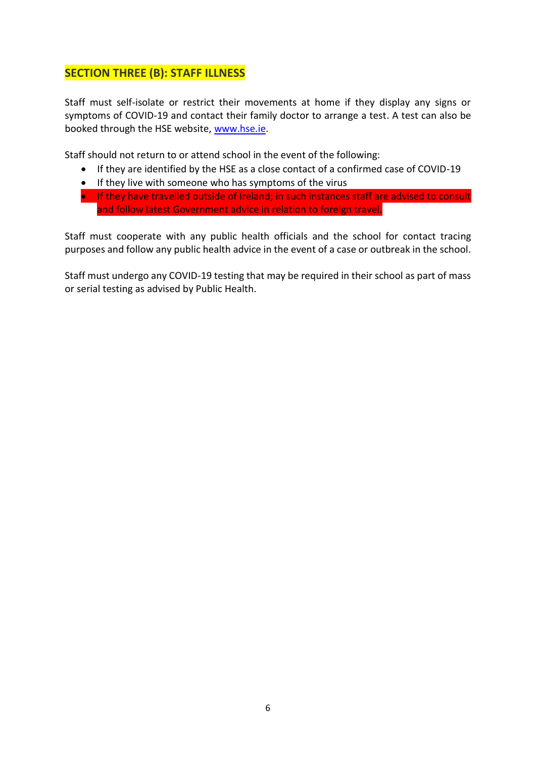## SECTION THREE (B): STAFF ILLNESS

Staff must self-isolate or restrict their movements at home if they display any signs or symptoms of COVID-19 and contact their family doctor to arrange a test. A test can also be booked through the HSE website, www.hse.ie.

Staff should not return to or attend school in the event of the following:

- If they are identified by the HSE as a close contact of a confirmed case of COVID-19
- If they live with someone who has symptoms of the virus
- If they have travelled outside of Ireland; in such instances staff are advised to consult and follow latest Government advice in relation to foreign travel.

Staff must cooperate with any public health officials and the school for contact tracing purposes and follow any public health advice in the event of a case or outbreak in the school.

Staff must undergo any COVID-19 testing that may be required in their school as part of mass or serial testing as advised by Public Health.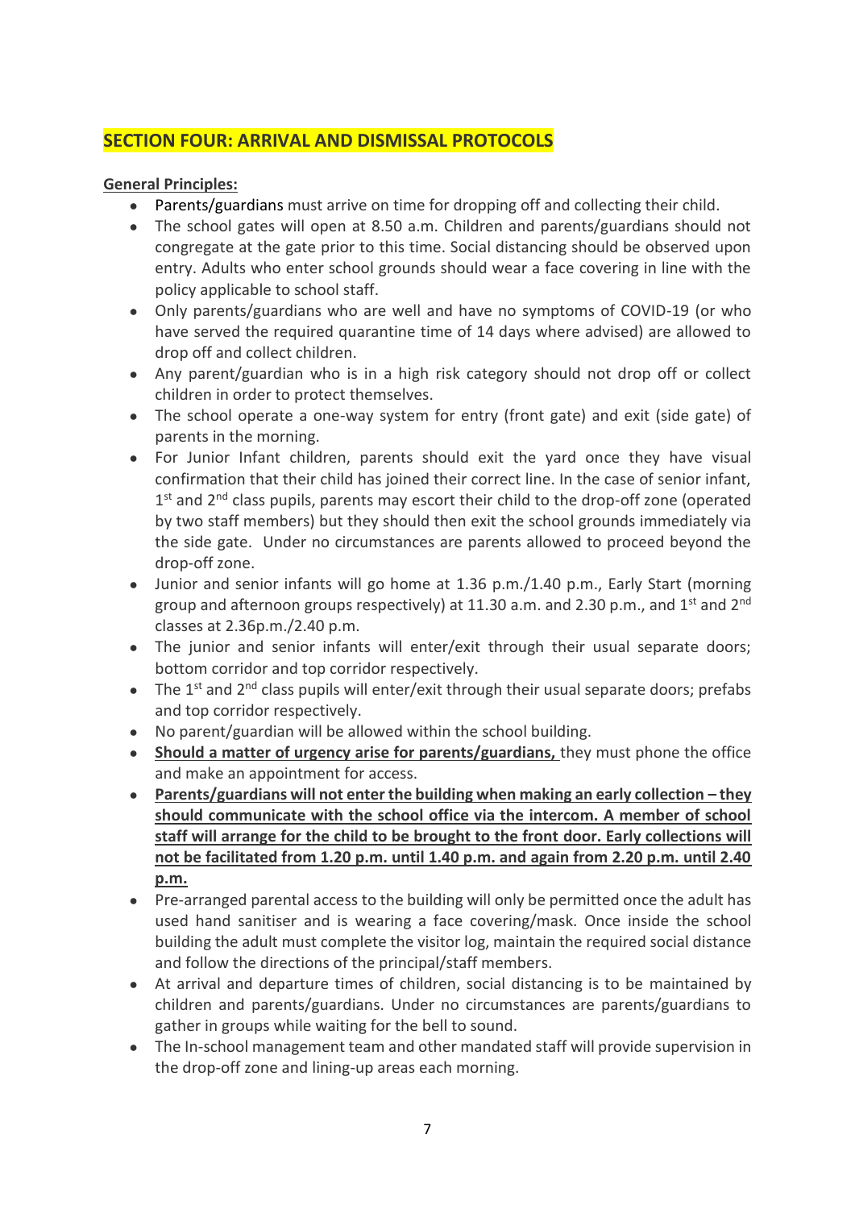## SECTION FOUR: ARRIVAL AND DISMISSAL PROTOCOLS

**General Principles:**

- Parents/guardians must arrive on time for dropping off and collecting their child.
- The school gates will open at 8.50 a.m. Children and parents/guardians should not congregate at the gate prior to this time. Social distancing should be observed upon entry. Adults who enter school grounds should wear a face covering in line with the policy applicable to school staff.
- Only parents/guardians who are well and have no symptoms of COVID-19 (or who have served the required quarantine time of 14 days where advised) are allowed to drop off and collect children.
- Any parent/guardian who is in a high risk category should not drop off or collect children in order to protect themselves.
- The school operate a one-way system for entry (front gate) and exit (side gate) of parents in the morning.
- For Junior Infant children, parents should exit the yard once they have visual confirmation that their child has joined their correct line. In the case of senior infant, 1st and 2nd class pupils, parents may escort their child to the drop-off zone (operated by two staff members) but they should then exit the school grounds immediately via the side gate. Under no circumstances are parents allowed to proceed beyond the drop-off zone.
- Junior and senior infants will go home at 1.36 p.m./1.40 p.m., Early Start (morning group and afternoon groups respectively) at 11.30 a.m. and 2.30 p.m., and 1st and 2nd classes at 2.36p.m./2.40 p.m.
- The junior and senior infants will enter/exit through their usual separate doors; bottom corridor and top corridor respectively.
- The 1st and 2nd class pupils will enter/exit through their usual separate doors; prefabs and top corridor respectively.
- No parent/guardian will be allowed within the school building.
- **Should a matter of urgency arise for parents/guardians,** they must phone the office and make an appointment for access.
- **Parents/guardians will not enter the building when making an early collection – they should communicate with the school office via the intercom. A member of school staff will arrange for the child to be brought to the front door. Early collections will not be facilitated from 1.20 p.m. until 1.40 p.m. and again from 2.20 p.m. until 2.40 p.m.**
- Pre-arranged parental access to the building will only be permitted once the adult has used hand sanitiser and is wearing a face covering/mask. Once inside the school building the adult must complete the visitor log, maintain the required social distance and follow the directions of the principal/staff members.
- At arrival and departure times of children, social distancing is to be maintained by children and parents/guardians. Under no circumstances are parents/guardians to gather in groups while waiting for the bell to sound.
- The In-school management team and other mandated staff will provide supervision in the drop-off zone and lining-up areas each morning.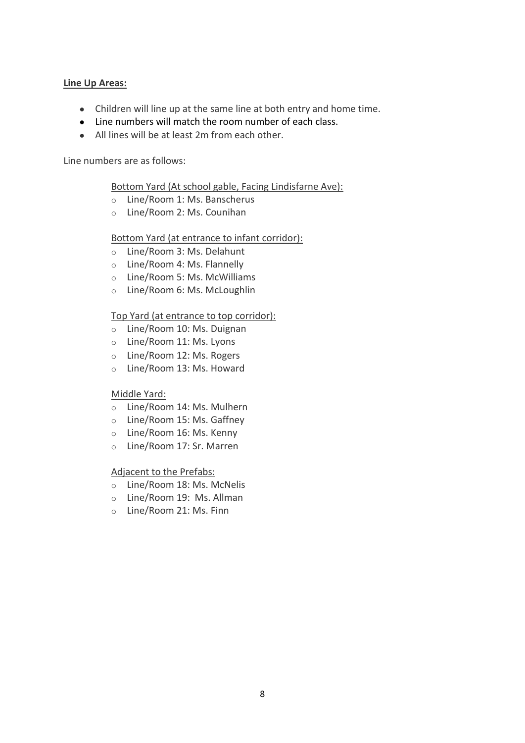**Line Up Areas:**

- Children will line up at the same line at both entry and home time.
- Line numbers will match the room number of each class.
- All lines will be at least 2m from each other.

Line numbers are as follows:

Bottom Yard (At school gable, Facing Lindisfarne Ave):

- Line/Room 1: Ms. Banscherus
- Line/Room 2: Ms. Counihan

Bottom Yard (at entrance to infant corridor):

- Line/Room 3: Ms. Delahunt
- Line/Room 4: Ms. Flannelly
- Line/Room 5: Ms. McWilliams
- Line/Room 6: Ms. McLoughlin

Top Yard (at entrance to top corridor):

- Line/Room 10: Ms. Duignan
- Line/Room 11: Ms. Lyons
- Line/Room 12: Ms. Rogers
- Line/Room 13: Ms. Howard

Middle Yard:

- Line/Room 14: Ms. Mulhern
- Line/Room 15: Ms. Gaffney
- Line/Room 16: Ms. Kenny
- Line/Room 17: Sr. Marren

Adjacent to the Prefabs:

- Line/Room 18: Ms. McNelis
- Line/Room 19: Ms. Allman
- Line/Room 21: Ms. Finn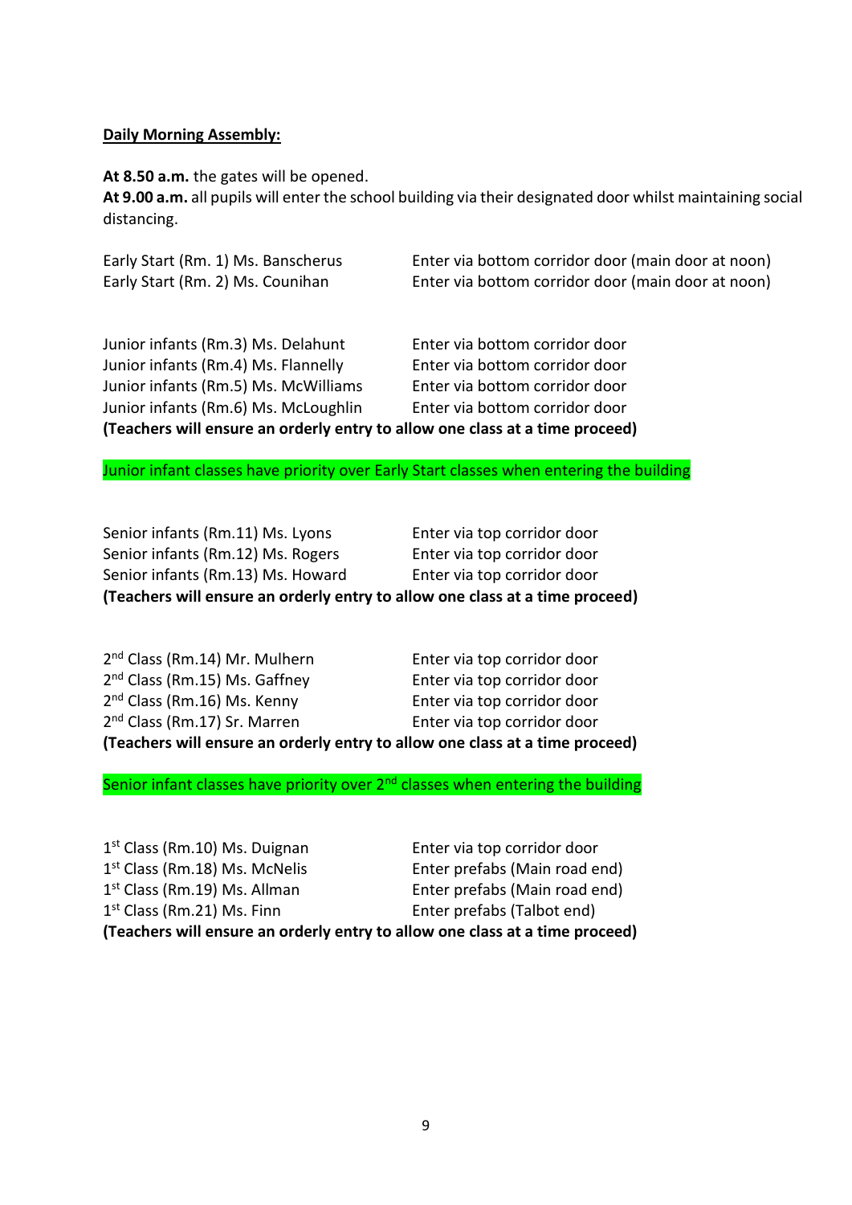**Daily Morning Assembly:**

**At 8.50 a.m.** the gates will be opened.
**At 9.00 a.m.** all pupils will enter the school building via their designated door whilst maintaining social distancing.

| | |
|---|---|
| Early Start (Rm. 1) Ms. Banscherus | Enter via bottom corridor door (main door at noon) |
| Early Start (Rm. 2) Ms. Counihan | Enter via bottom corridor door (main door at noon) |

| | |
|---|---|
| Junior infants (Rm.3) Ms. Delahunt | Enter via bottom corridor door |
| Junior infants (Rm.4) Ms. Flannelly | Enter via bottom corridor door |
| Junior infants (Rm.5) Ms. McWilliams | Enter via bottom corridor door |
| Junior infants (Rm.6) Ms. McLoughlin | Enter via bottom corridor door |

**(Teachers will ensure an orderly entry to allow one class at a time proceed)**

Junior infant classes have priority over Early Start classes when entering the building

| | |
|---|---|
| Senior infants (Rm.11) Ms. Lyons | Enter via top corridor door |
| Senior infants (Rm.12) Ms. Rogers | Enter via top corridor door |
| Senior infants (Rm.13) Ms. Howard | Enter via top corridor door |

**(Teachers will ensure an orderly entry to allow one class at a time proceed)**

| | |
|---|---|
| 2nd Class (Rm.14) Mr. Mulhern | Enter via top corridor door |
| 2nd Class (Rm.15) Ms. Gaffney | Enter via top corridor door |
| 2nd Class (Rm.16) Ms. Kenny | Enter via top corridor door |
| 2nd Class (Rm.17) Sr. Marren | Enter via top corridor door |

**(Teachers will ensure an orderly entry to allow one class at a time proceed)**

Senior infant classes have priority over 2nd classes when entering the building

| | |
|---|---|
| 1st Class (Rm.10) Ms. Duignan | Enter via top corridor door |
| 1st Class (Rm.18) Ms. McNelis | Enter prefabs (Main road end) |
| 1st Class (Rm.19) Ms. Allman | Enter prefabs (Main road end) |
| 1st Class (Rm.21) Ms. Finn | Enter prefabs (Talbot end) |

**(Teachers will ensure an orderly entry to allow one class at a time proceed)**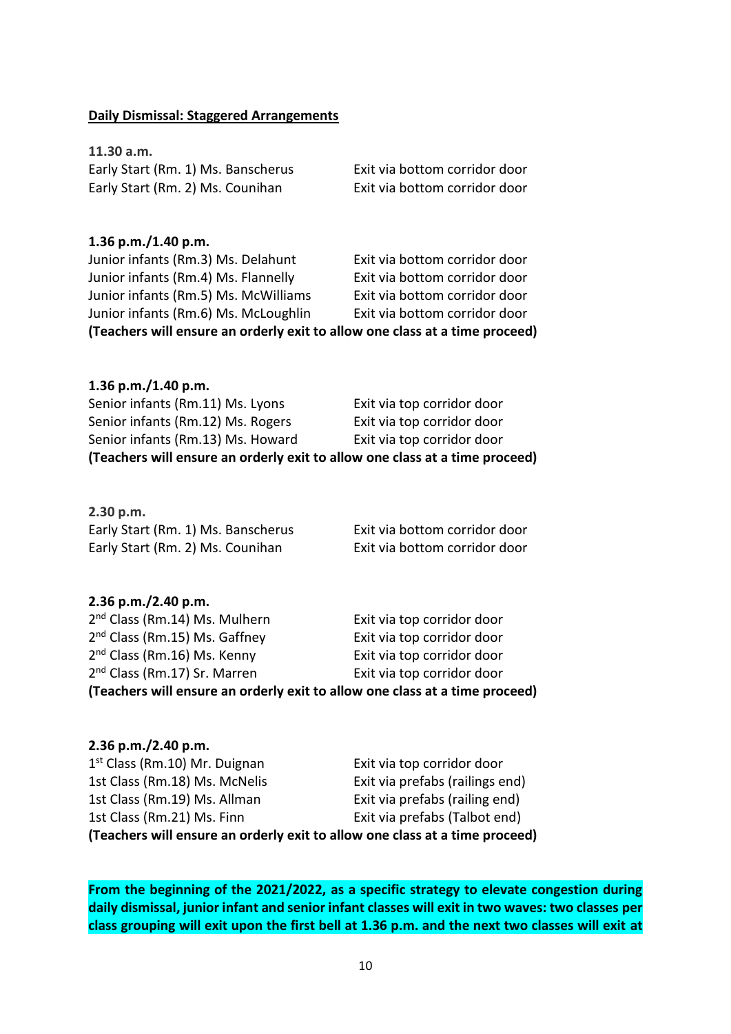**<u>Daily Dismissal: Staggered Arrangements</u>**

**11.30 a.m.**

| | |
|---|---|
| Early Start (Rm. 1) Ms. Banscherus | Exit via bottom corridor door |
| Early Start (Rm. 2) Ms. Counihan | Exit via bottom corridor door |

**1.36 p.m./1.40 p.m.**

| | |
|---|---|
| Junior infants (Rm.3) Ms. Delahunt | Exit via bottom corridor door |
| Junior infants (Rm.4) Ms. Flannelly | Exit via bottom corridor door |
| Junior infants (Rm.5) Ms. McWilliams | Exit via bottom corridor door |
| Junior infants (Rm.6) Ms. McLoughlin | Exit via bottom corridor door |

**(Teachers will ensure an orderly exit to allow one class at a time proceed)**

**1.36 p.m./1.40 p.m.**

| | |
|---|---|
| Senior infants (Rm.11) Ms. Lyons | Exit via top corridor door |
| Senior infants (Rm.12) Ms. Rogers | Exit via top corridor door |
| Senior infants (Rm.13) Ms. Howard | Exit via top corridor door |

**(Teachers will ensure an orderly exit to allow one class at a time proceed)**

**2.30 p.m.**

| | |
|---|---|
| Early Start (Rm. 1) Ms. Banscherus | Exit via bottom corridor door |
| Early Start (Rm. 2) Ms. Counihan | Exit via bottom corridor door |

**2.36 p.m./2.40 p.m.**

| | |
|---|---|
| 2nd Class (Rm.14) Ms. Mulhern | Exit via top corridor door |
| 2nd Class (Rm.15) Ms. Gaffney | Exit via top corridor door |
| 2nd Class (Rm.16) Ms. Kenny | Exit via top corridor door |
| 2nd Class (Rm.17) Sr. Marren | Exit via top corridor door |

**(Teachers will ensure an orderly exit to allow one class at a time proceed)**

**2.36 p.m./2.40 p.m.**

| | |
|---|---|
| 1st Class (Rm.10) Mr. Duignan | Exit via top corridor door |
| 1st Class (Rm.18) Ms. McNelis | Exit via prefabs (railings end) |
| 1st Class (Rm.19) Ms. Allman | Exit via prefabs (railing end) |
| 1st Class (Rm.21) Ms. Finn | Exit via prefabs (Talbot end) |

**(Teachers will ensure an orderly exit to allow one class at a time proceed)**

**From the beginning of the 2021/2022, as a specific strategy to elevate congestion during daily dismissal, junior infant and senior infant classes will exit in two waves: two classes per class grouping will exit upon the first bell at 1.36 p.m. and the next two classes will exit at**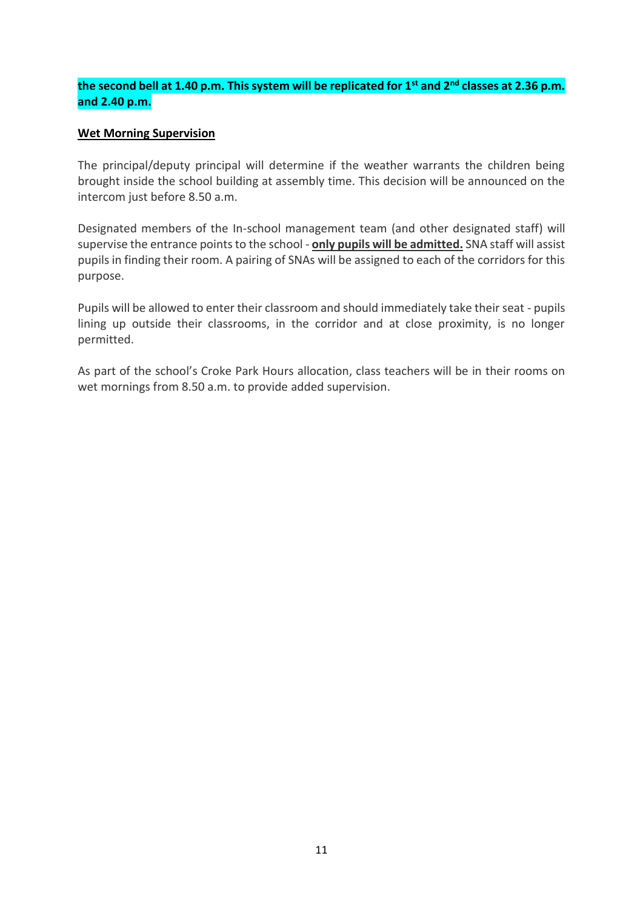**the second bell at 1.40 p.m. This system will be replicated for 1st and 2nd classes at 2.36 p.m. and 2.40 p.m.**

**Wet Morning Supervision**

The principal/deputy principal will determine if the weather warrants the children being brought inside the school building at assembly time. This decision will be announced on the intercom just before 8.50 a.m.

Designated members of the In-school management team (and other designated staff) will supervise the entrance points to the school - **only pupils will be admitted.** SNA staff will assist pupils in finding their room. A pairing of SNAs will be assigned to each of the corridors for this purpose.

Pupils will be allowed to enter their classroom and should immediately take their seat - pupils lining up outside their classrooms, in the corridor and at close proximity, is no longer permitted.

As part of the school's Croke Park Hours allocation, class teachers will be in their rooms on wet mornings from 8.50 a.m. to provide added supervision.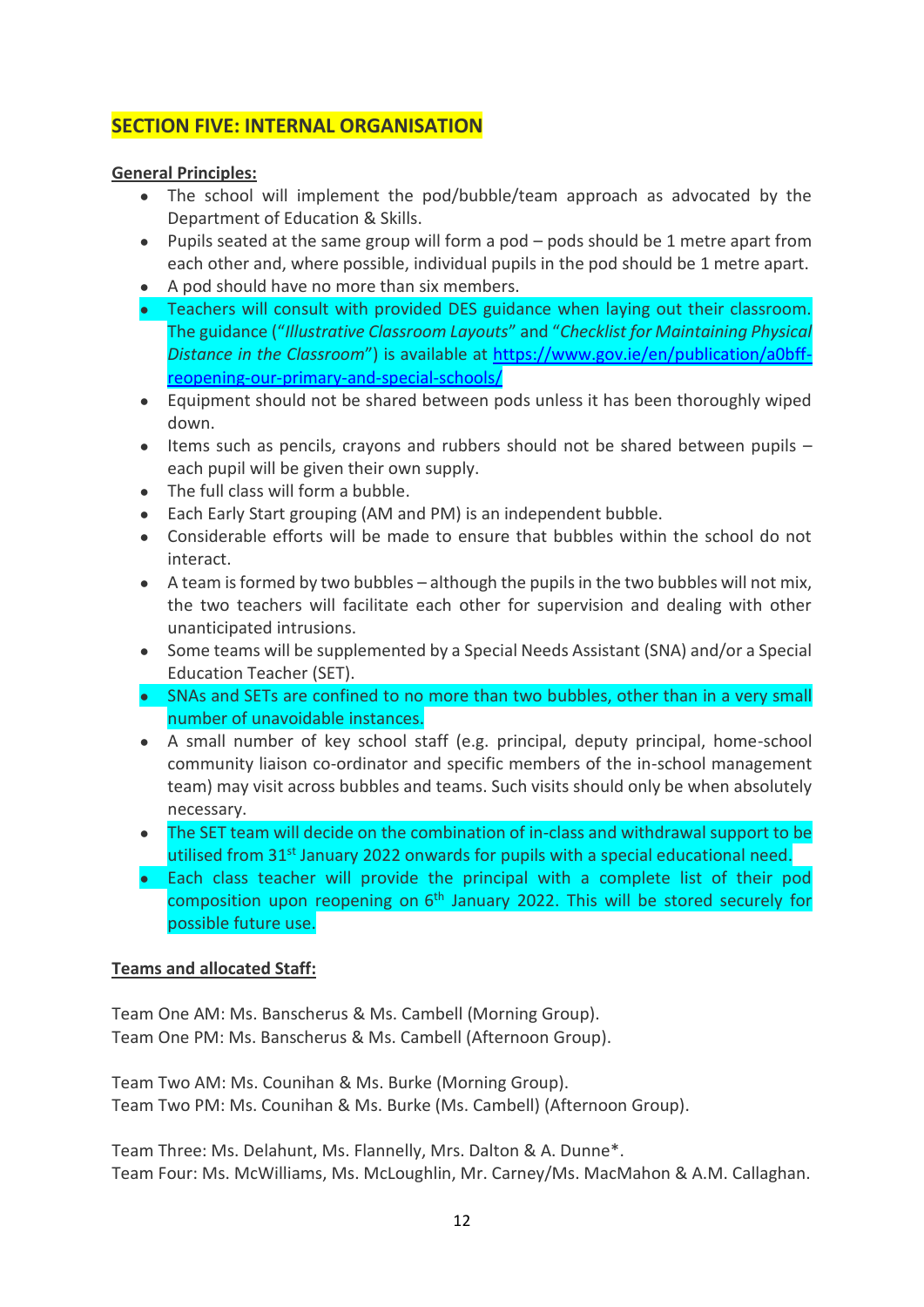## SECTION FIVE: INTERNAL ORGANISATION

**General Principles:**

- The school will implement the pod/bubble/team approach as advocated by the Department of Education & Skills.
- Pupils seated at the same group will form a pod – pods should be 1 metre apart from each other and, where possible, individual pupils in the pod should be 1 metre apart.
- A pod should have no more than six members.
- Teachers will consult with provided DES guidance when laying out their classroom. The guidance ("*Illustrative Classroom Layouts*" and "*Checklist for Maintaining Physical Distance in the Classroom*") is available at [https://www.gov.ie/en/publication/a0bff-reopening-our-primary-and-special-schools/](https://www.gov.ie/en/publication/a0bff-reopening-our-primary-and-special-schools/)
- Equipment should not be shared between pods unless it has been thoroughly wiped down.
- Items such as pencils, crayons and rubbers should not be shared between pupils – each pupil will be given their own supply.
- The full class will form a bubble.
- Each Early Start grouping (AM and PM) is an independent bubble.
- Considerable efforts will be made to ensure that bubbles within the school do not interact.
- A team is formed by two bubbles – although the pupils in the two bubbles will not mix, the two teachers will facilitate each other for supervision and dealing with other unanticipated intrusions.
- Some teams will be supplemented by a Special Needs Assistant (SNA) and/or a Special Education Teacher (SET).
- SNAs and SETs are confined to no more than two bubbles, other than in a very small number of unavoidable instances.
- A small number of key school staff (e.g. principal, deputy principal, home-school community liaison co-ordinator and specific members of the in-school management team) may visit across bubbles and teams. Such visits should only be when absolutely necessary.
- The SET team will decide on the combination of in-class and withdrawal support to be utilised from 31st January 2022 onwards for pupils with a special educational need.
- Each class teacher will provide the principal with a complete list of their pod composition upon reopening on 6th January 2022. This will be stored securely for possible future use.

**Teams and allocated Staff:**

Team One AM: Ms. Banscherus & Ms. Cambell (Morning Group).
Team One PM: Ms. Banscherus & Ms. Cambell (Afternoon Group).

Team Two AM: Ms. Counihan & Ms. Burke (Morning Group).
Team Two PM: Ms. Counihan & Ms. Burke (Ms. Cambell) (Afternoon Group).

Team Three: Ms. Delahunt, Ms. Flannelly, Mrs. Dalton & A. Dunne*.
Team Four: Ms. McWilliams, Ms. McLoughlin, Mr. Carney/Ms. MacMahon & A.M. Callaghan.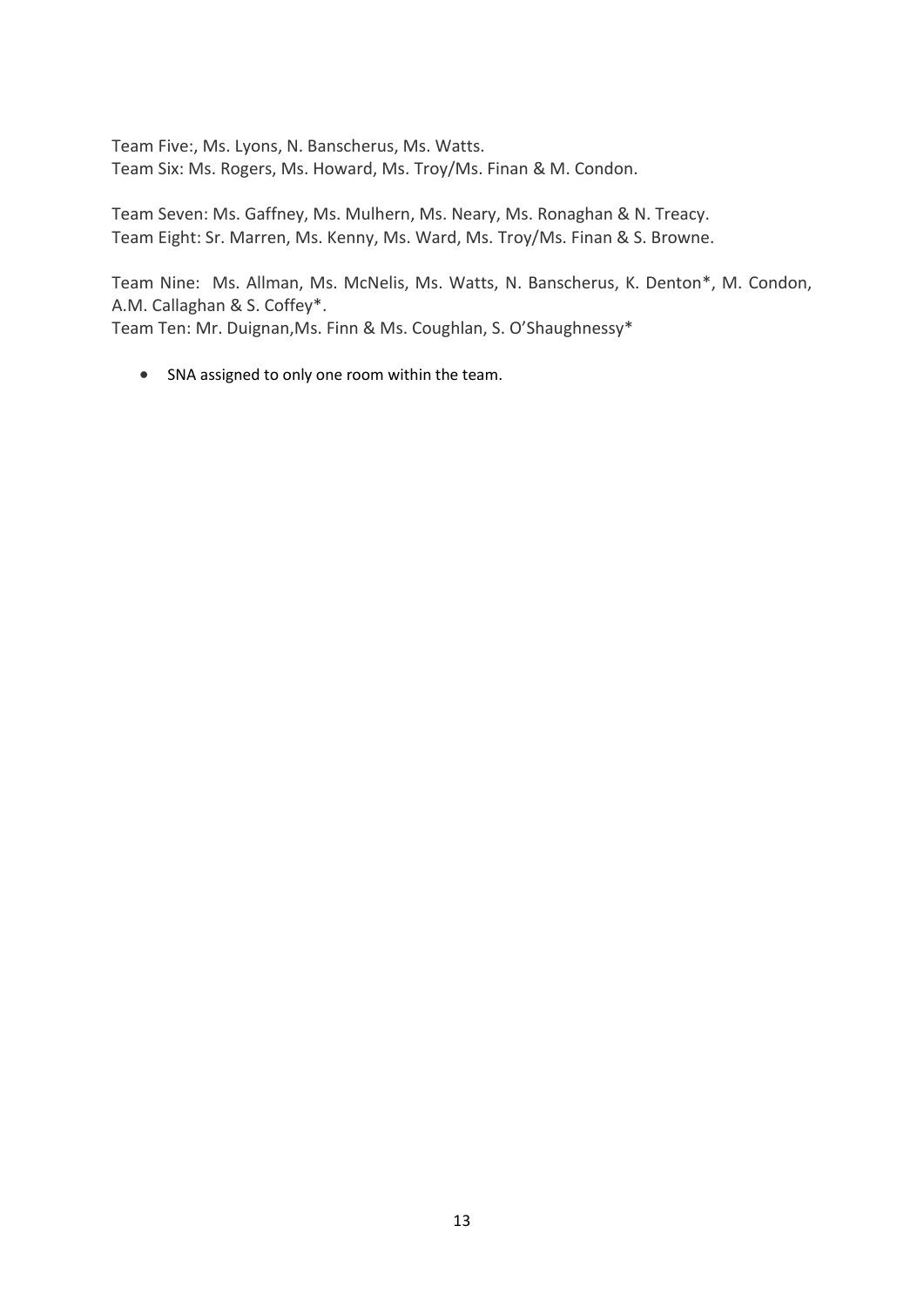Team Five:, Ms. Lyons, N. Banscherus, Ms. Watts.
Team Six: Ms. Rogers, Ms. Howard, Ms. Troy/Ms. Finan & M. Condon.

Team Seven: Ms. Gaffney, Ms. Mulhern, Ms. Neary, Ms. Ronaghan & N. Treacy.
Team Eight: Sr. Marren, Ms. Kenny, Ms. Ward, Ms. Troy/Ms. Finan & S. Browne.

Team Nine: Ms. Allman, Ms. McNelis, Ms. Watts, N. Banscherus, K. Denton*, M. Condon, A.M. Callaghan & S. Coffey*.
Team Ten: Mr. Duignan,Ms. Finn & Ms. Coughlan, S. O'Shaughnessy*

- SNA assigned to only one room within the team.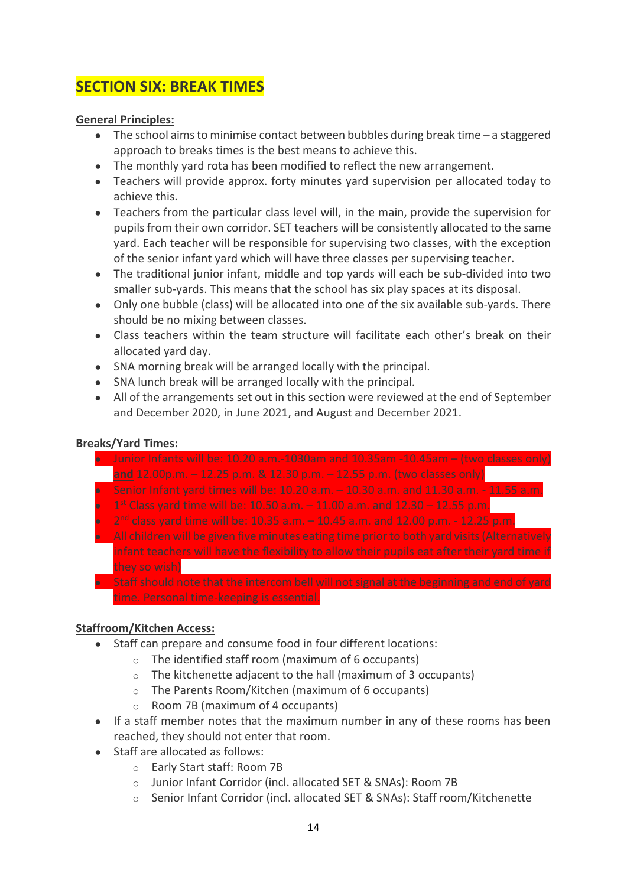# SECTION SIX: BREAK TIMES

**General Principles:**

- The school aims to minimise contact between bubbles during break time – a staggered approach to breaks times is the best means to achieve this.
- The monthly yard rota has been modified to reflect the new arrangement.
- Teachers will provide approx. forty minutes yard supervision per allocated today to achieve this.
- Teachers from the particular class level will, in the main, provide the supervision for pupils from their own corridor. SET teachers will be consistently allocated to the same yard. Each teacher will be responsible for supervising two classes, with the exception of the senior infant yard which will have three classes per supervising teacher.
- The traditional junior infant, middle and top yards will each be sub-divided into two smaller sub-yards. This means that the school has six play spaces at its disposal.
- Only one bubble (class) will be allocated into one of the six available sub-yards. There should be no mixing between classes.
- Class teachers within the team structure will facilitate each other's break on their allocated yard day.
- SNA morning break will be arranged locally with the principal.
- SNA lunch break will be arranged locally with the principal.
- All of the arrangements set out in this section were reviewed at the end of September and December 2020, in June 2021, and August and December 2021.

**Breaks/Yard Times:**

- Junior Infants will be: 10.20 a.m.-1030am and 10.35am -10.45am – (two classes only) **and** 12.00p.m. – 12.25 p.m. & 12.30 p.m. – 12.55 p.m. (two classes only)
- Senior Infant yard times will be: 10.20 a.m. – 10.30 a.m. and 11.30 a.m. - 11.55 a.m.
- 1st Class yard time will be: 10.50 a.m. – 11.00 a.m. and 12.30 – 12.55 p.m.
- 2nd class yard time will be: 10.35 a.m. – 10.45 a.m. and 12.00 p.m. - 12.25 p.m.
- All children will be given five minutes eating time prior to both yard visits (Alternatively infant teachers will have the flexibility to allow their pupils eat after their yard time if they so wish)
- Staff should note that the intercom bell will not signal at the beginning and end of yard time. Personal time-keeping is essential.

**Staffroom/Kitchen Access:**

- Staff can prepare and consume food in four different locations:
  - The identified staff room (maximum of 6 occupants)
  - The kitchenette adjacent to the hall (maximum of 3 occupants)
  - The Parents Room/Kitchen (maximum of 6 occupants)
  - Room 7B (maximum of 4 occupants)
- If a staff member notes that the maximum number in any of these rooms has been reached, they should not enter that room.
- Staff are allocated as follows:
  - Early Start staff: Room 7B
  - Junior Infant Corridor (incl. allocated SET & SNAs): Room 7B
  - Senior Infant Corridor (incl. allocated SET & SNAs): Staff room/Kitchenette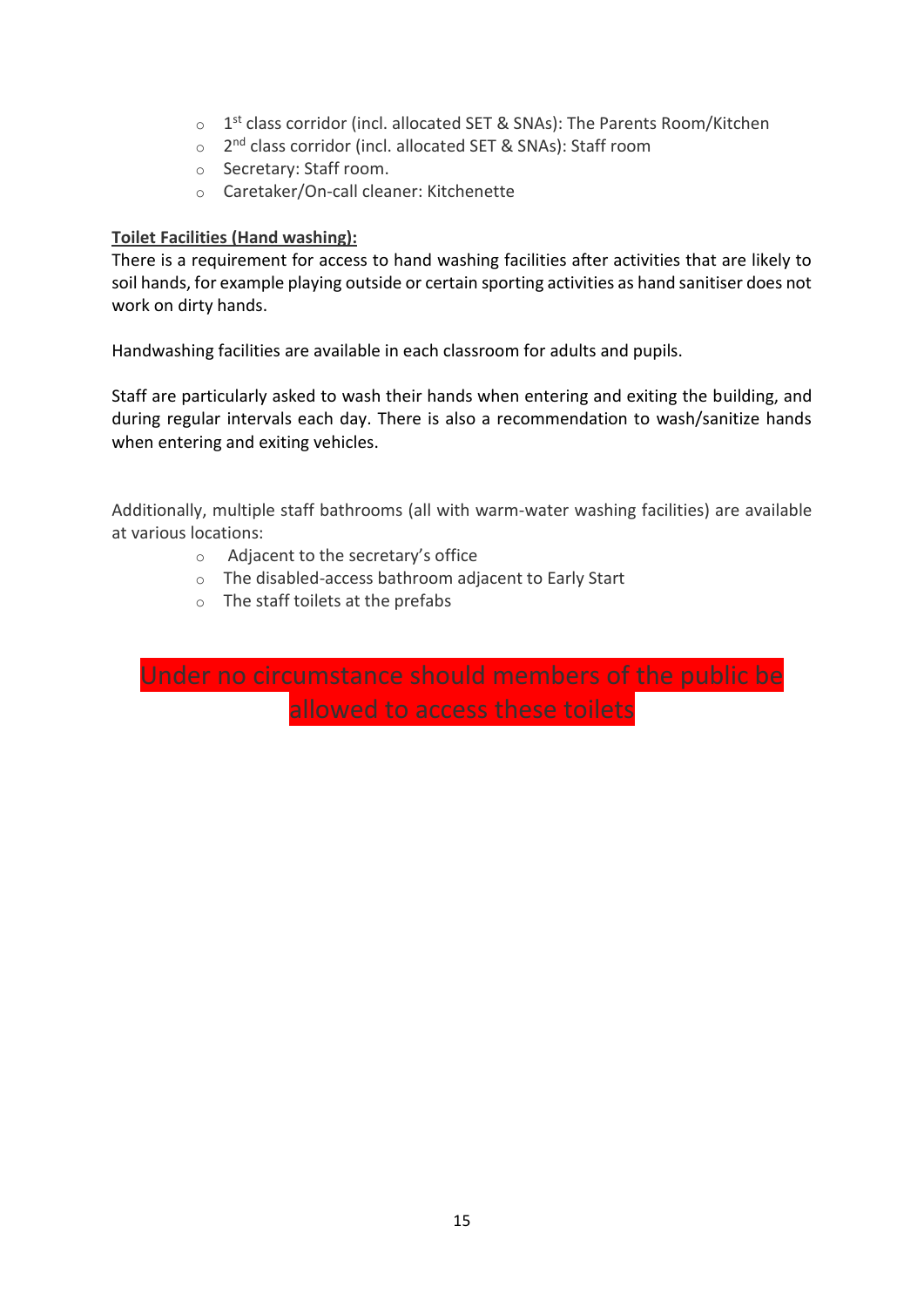- 1st class corridor (incl. allocated SET & SNAs): The Parents Room/Kitchen
- 2nd class corridor (incl. allocated SET & SNAs): Staff room
- Secretary: Staff room.
- Caretaker/On-call cleaner: Kitchenette

**Toilet Facilities (Hand washing):**

There is a requirement for access to hand washing facilities after activities that are likely to soil hands, for example playing outside or certain sporting activities as hand sanitiser does not work on dirty hands.

Handwashing facilities are available in each classroom for adults and pupils.

Staff are particularly asked to wash their hands when entering and exiting the building, and during regular intervals each day. There is also a recommendation to wash/sanitize hands when entering and exiting vehicles.

Additionally, multiple staff bathrooms (all with warm-water washing facilities) are available at various locations:

- Adjacent to the secretary's office
- The disabled-access bathroom adjacent to Early Start
- The staff toilets at the prefabs

**Under no circumstance should members of the public be allowed to access these toilets**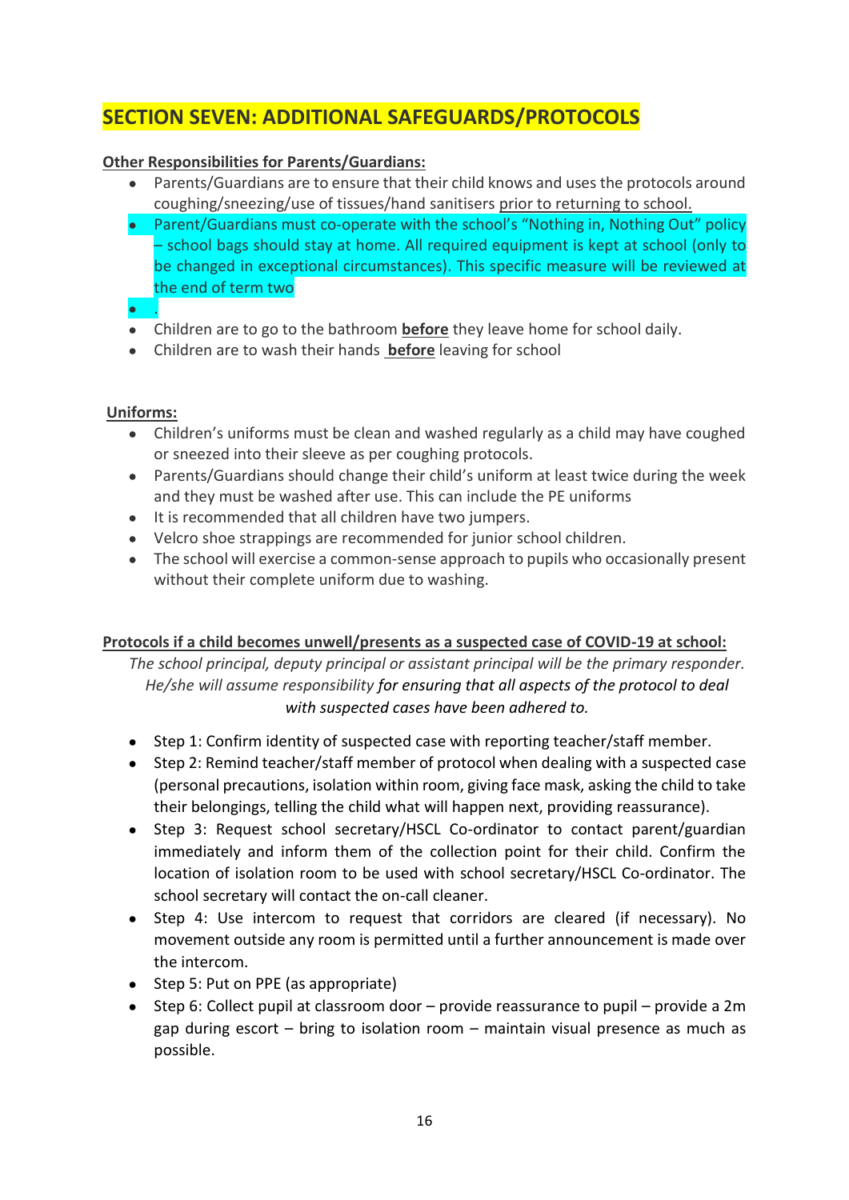## SECTION SEVEN: ADDITIONAL SAFEGUARDS/PROTOCOLS

**Other Responsibilities for Parents/Guardians:**

- Parents/Guardians are to ensure that their child knows and uses the protocols around coughing/sneezing/use of tissues/hand sanitisers prior to returning to school.
- Parent/Guardians must co-operate with the school's "Nothing in, Nothing Out" policy – school bags should stay at home. All required equipment is kept at school (only to be changed in exceptional circumstances). This specific measure will be reviewed at the end of term two
- .
- Children are to go to the bathroom **before** they leave home for school daily.
- Children are to wash their hands **before** leaving for school

**Uniforms:**

- Children's uniforms must be clean and washed regularly as a child may have coughed or sneezed into their sleeve as per coughing protocols.
- Parents/Guardians should change their child's uniform at least twice during the week and they must be washed after use. This can include the PE uniforms
- It is recommended that all children have two jumpers.
- Velcro shoe strappings are recommended for junior school children.
- The school will exercise a common-sense approach to pupils who occasionally present without their complete uniform due to washing.

**Protocols if a child becomes unwell/presents as a suspected case of COVID-19 at school:**

*The school principal, deputy principal or assistant principal will be the primary responder. He/she will assume responsibility for ensuring that all aspects of the protocol to deal with suspected cases have been adhered to.*

- Step 1: Confirm identity of suspected case with reporting teacher/staff member.
- Step 2: Remind teacher/staff member of protocol when dealing with a suspected case (personal precautions, isolation within room, giving face mask, asking the child to take their belongings, telling the child what will happen next, providing reassurance).
- Step 3: Request school secretary/HSCL Co-ordinator to contact parent/guardian immediately and inform them of the collection point for their child. Confirm the location of isolation room to be used with school secretary/HSCL Co-ordinator. The school secretary will contact the on-call cleaner.
- Step 4: Use intercom to request that corridors are cleared (if necessary). No movement outside any room is permitted until a further announcement is made over the intercom.
- Step 5: Put on PPE (as appropriate)
- Step 6: Collect pupil at classroom door – provide reassurance to pupil – provide a 2m gap during escort – bring to isolation room – maintain visual presence as much as possible.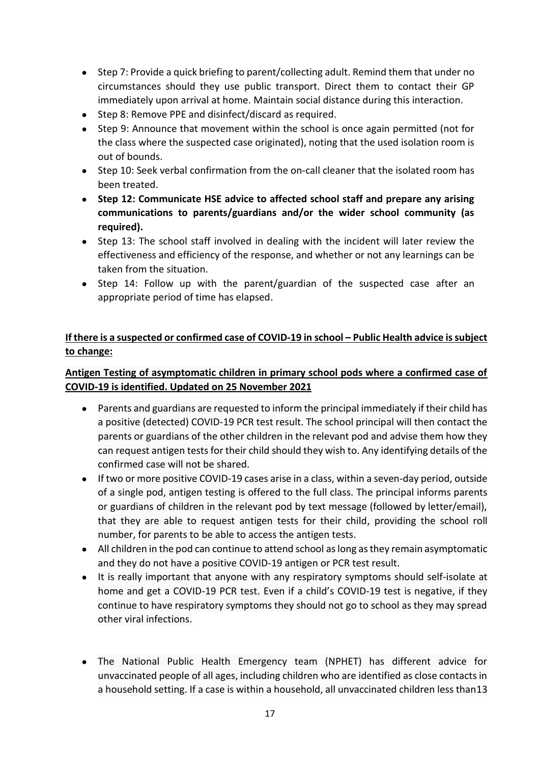- Step 7: Provide a quick briefing to parent/collecting adult. Remind them that under no circumstances should they use public transport. Direct them to contact their GP immediately upon arrival at home. Maintain social distance during this interaction.
- Step 8: Remove PPE and disinfect/discard as required.
- Step 9: Announce that movement within the school is once again permitted (not for the class where the suspected case originated), noting that the used isolation room is out of bounds.
- Step 10: Seek verbal confirmation from the on-call cleaner that the isolated room has been treated.
- **Step 12: Communicate HSE advice to affected school staff and prepare any arising communications to parents/guardians and/or the wider school community (as required).**
- Step 13: The school staff involved in dealing with the incident will later review the effectiveness and efficiency of the response, and whether or not any learnings can be taken from the situation.
- Step 14: Follow up with the parent/guardian of the suspected case after an appropriate period of time has elapsed.

**<u>If there is a suspected or confirmed case of COVID-19 in school – Public Health advice is subject to change:</u>**

**<u>Antigen Testing of asymptomatic children in primary school pods where a confirmed case of COVID-19 is identified. Updated on 25 November 2021</u>**

- Parents and guardians are requested to inform the principal immediately if their child has a positive (detected) COVID-19 PCR test result. The school principal will then contact the parents or guardians of the other children in the relevant pod and advise them how they can request antigen tests for their child should they wish to. Any identifying details of the confirmed case will not be shared.
- If two or more positive COVID-19 cases arise in a class, within a seven-day period, outside of a single pod, antigen testing is offered to the full class. The principal informs parents or guardians of children in the relevant pod by text message (followed by letter/email), that they are able to request antigen tests for their child, providing the school roll number, for parents to be able to access the antigen tests.
- All children in the pod can continue to attend school as long as they remain asymptomatic and they do not have a positive COVID-19 antigen or PCR test result.
- It is really important that anyone with any respiratory symptoms should self-isolate at home and get a COVID-19 PCR test. Even if a child's COVID-19 test is negative, if they continue to have respiratory symptoms they should not go to school as they may spread other viral infections.

- The National Public Health Emergency team (NPHET) has different advice for unvaccinated people of all ages, including children who are identified as close contacts in a household setting. If a case is within a household, all unvaccinated children less than13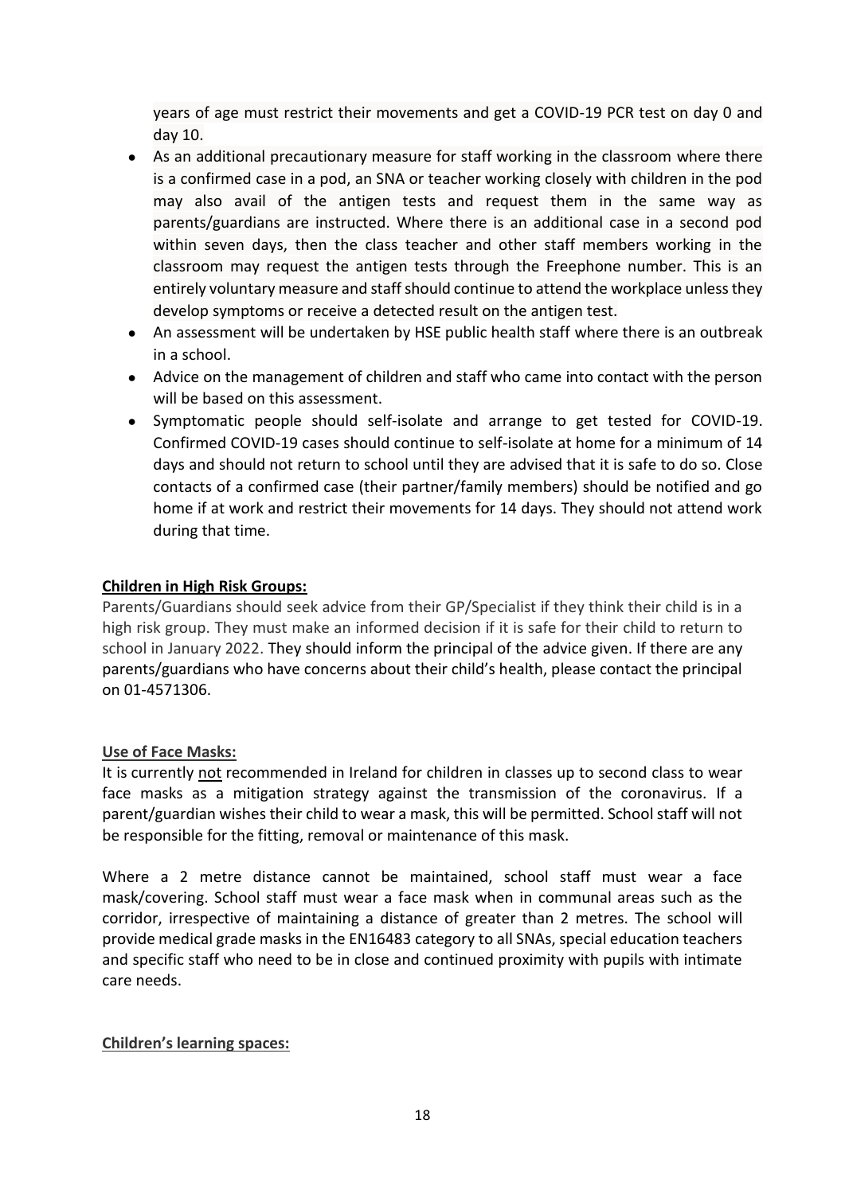years of age must restrict their movements and get a COVID-19 PCR test on day 0 and day 10.

- As an additional precautionary measure for staff working in the classroom where there is a confirmed case in a pod, an SNA or teacher working closely with children in the pod may also avail of the antigen tests and request them in the same way as parents/guardians are instructed. Where there is an additional case in a second pod within seven days, then the class teacher and other staff members working in the classroom may request the antigen tests through the Freephone number. This is an entirely voluntary measure and staff should continue to attend the workplace unless they develop symptoms or receive a detected result on the antigen test.
- An assessment will be undertaken by HSE public health staff where there is an outbreak in a school.
- Advice on the management of children and staff who came into contact with the person will be based on this assessment.
- Symptomatic people should self-isolate and arrange to get tested for COVID-19. Confirmed COVID-19 cases should continue to self-isolate at home for a minimum of 14 days and should not return to school until they are advised that it is safe to do so. Close contacts of a confirmed case (their partner/family members) should be notified and go home if at work and restrict their movements for 14 days. They should not attend work during that time.

**Children in High Risk Groups:**

Parents/Guardians should seek advice from their GP/Specialist if they think their child is in a high risk group. They must make an informed decision if it is safe for their child to return to school in January 2022. They should inform the principal of the advice given. If there are any parents/guardians who have concerns about their child's health, please contact the principal on 01-4571306.

**Use of Face Masks:**

It is currently not recommended in Ireland for children in classes up to second class to wear face masks as a mitigation strategy against the transmission of the coronavirus. If a parent/guardian wishes their child to wear a mask, this will be permitted. School staff will not be responsible for the fitting, removal or maintenance of this mask.

Where a 2 metre distance cannot be maintained, school staff must wear a face mask/covering. School staff must wear a face mask when in communal areas such as the corridor, irrespective of maintaining a distance of greater than 2 metres. The school will provide medical grade masks in the EN16483 category to all SNAs, special education teachers and specific staff who need to be in close and continued proximity with pupils with intimate care needs.

**Children's learning spaces:**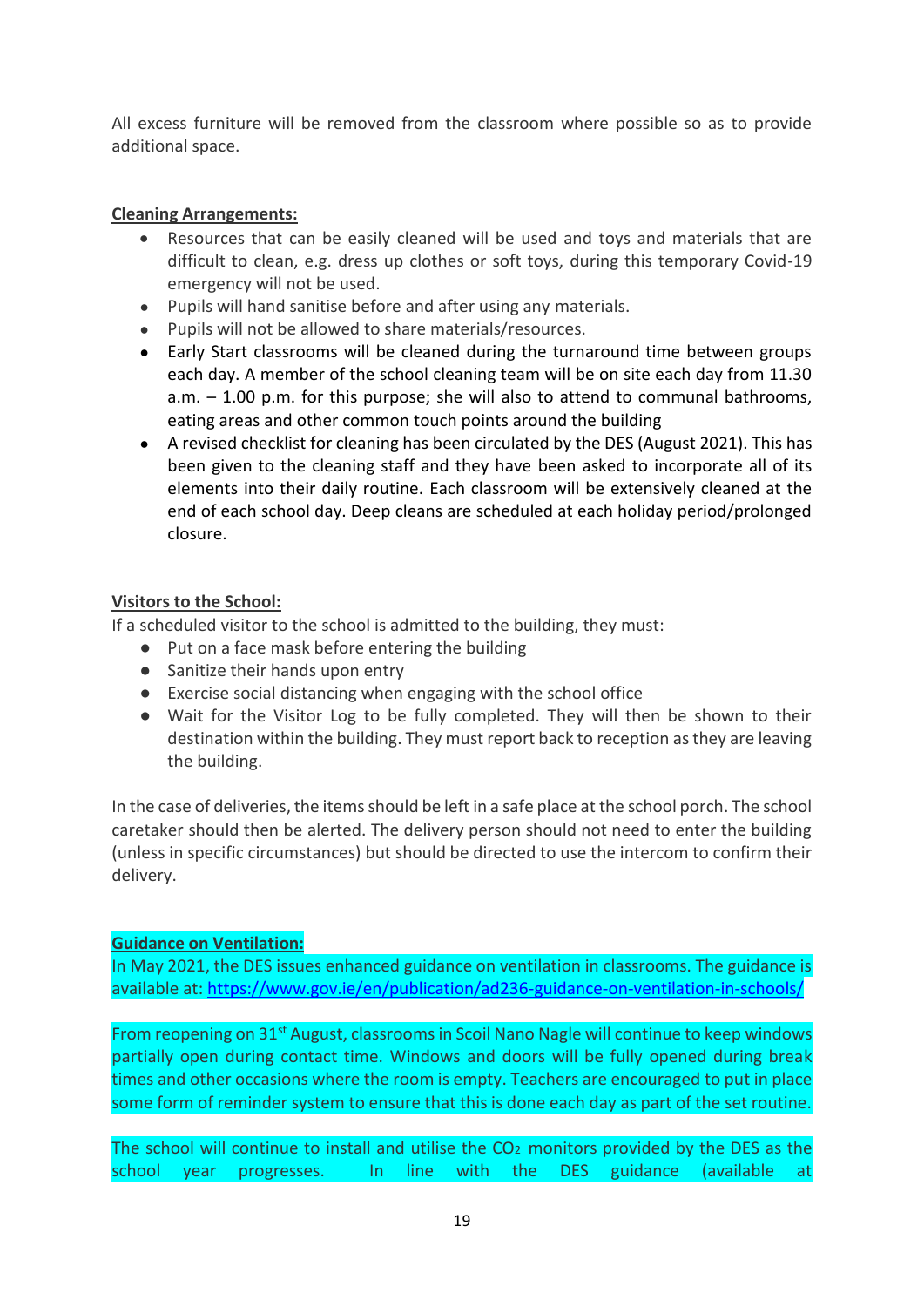All excess furniture will be removed from the classroom where possible so as to provide additional space.

**Cleaning Arrangements:**

- Resources that can be easily cleaned will be used and toys and materials that are difficult to clean, e.g. dress up clothes or soft toys, during this temporary Covid-19 emergency will not be used.
- Pupils will hand sanitise before and after using any materials.
- Pupils will not be allowed to share materials/resources.
- Early Start classrooms will be cleaned during the turnaround time between groups each day. A member of the school cleaning team will be on site each day from 11.30 a.m. – 1.00 p.m. for this purpose; she will also to attend to communal bathrooms, eating areas and other common touch points around the building
- A revised checklist for cleaning has been circulated by the DES (August 2021). This has been given to the cleaning staff and they have been asked to incorporate all of its elements into their daily routine. Each classroom will be extensively cleaned at the end of each school day. Deep cleans are scheduled at each holiday period/prolonged closure.

**Visitors to the School:**

If a scheduled visitor to the school is admitted to the building, they must:

- Put on a face mask before entering the building
- Sanitize their hands upon entry
- Exercise social distancing when engaging with the school office
- Wait for the Visitor Log to be fully completed. They will then be shown to their destination within the building. They must report back to reception as they are leaving the building.

In the case of deliveries, the items should be left in a safe place at the school porch. The school caretaker should then be alerted. The delivery person should not need to enter the building (unless in specific circumstances) but should be directed to use the intercom to confirm their delivery.

**Guidance on Ventilation:**

In May 2021, the DES issues enhanced guidance on ventilation in classrooms. The guidance is available at: https://www.gov.ie/en/publication/ad236-guidance-on-ventilation-in-schools/

From reopening on 31st August, classrooms in Scoil Nano Nagle will continue to keep windows partially open during contact time. Windows and doors will be fully opened during break times and other occasions where the room is empty. Teachers are encouraged to put in place some form of reminder system to ensure that this is done each day as part of the set routine.

The school will continue to install and utilise the $CO_2$ monitors provided by the DES as the school year progresses. In line with the DES guidance (available at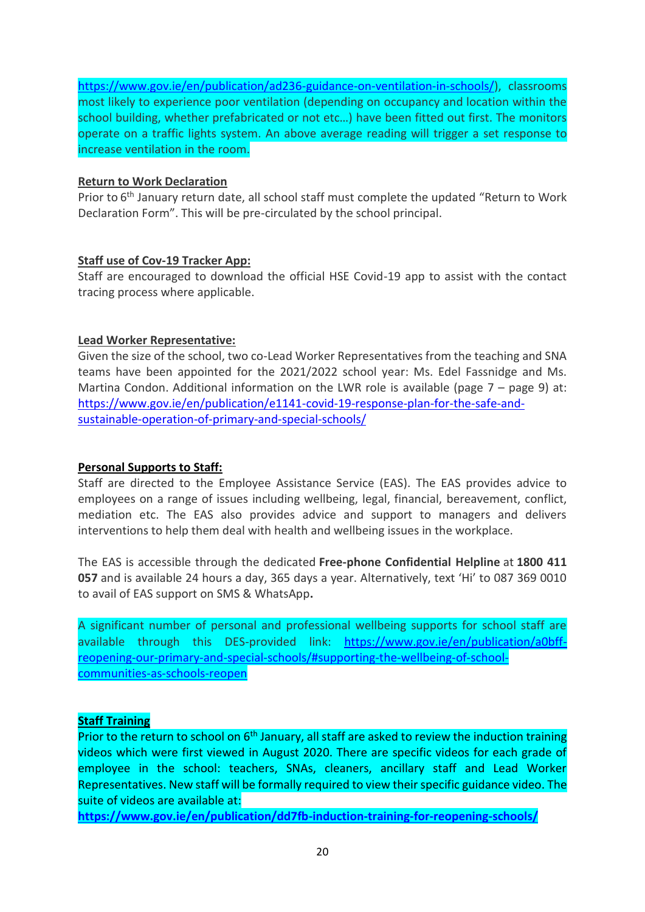https://www.gov.ie/en/publication/ad236-guidance-on-ventilation-in-schools/), classrooms most likely to experience poor ventilation (depending on occupancy and location within the school building, whether prefabricated or not etc…) have been fitted out first. The monitors operate on a traffic lights system. An above average reading will trigger a set response to increase ventilation in the room.

**Return to Work Declaration**

Prior to 6th January return date, all school staff must complete the updated "Return to Work Declaration Form". This will be pre-circulated by the school principal.

**Staff use of Cov-19 Tracker App:**

Staff are encouraged to download the official HSE Covid-19 app to assist with the contact tracing process where applicable.

**Lead Worker Representative:**

Given the size of the school, two co-Lead Worker Representatives from the teaching and SNA teams have been appointed for the 2021/2022 school year: Ms. Edel Fassnidge and Ms. Martina Condon. Additional information on the LWR role is available (page 7 – page 9) at: https://www.gov.ie/en/publication/e1141-covid-19-response-plan-for-the-safe-and-sustainable-operation-of-primary-and-special-schools/

**Personal Supports to Staff:**

Staff are directed to the Employee Assistance Service (EAS). The EAS provides advice to employees on a range of issues including wellbeing, legal, financial, bereavement, conflict, mediation etc. The EAS also provides advice and support to managers and delivers interventions to help them deal with health and wellbeing issues in the workplace.

The EAS is accessible through the dedicated **Free-phone Confidential Helpline** at **1800 411 057** and is available 24 hours a day, 365 days a year. Alternatively, text 'Hi' to 087 369 0010 to avail of EAS support on SMS & WhatsApp**.**

A significant number of personal and professional wellbeing supports for school staff are available through this DES-provided link: https://www.gov.ie/en/publication/a0bff-reopening-our-primary-and-special-schools/#supporting-the-wellbeing-of-school-communities-as-schools-reopen

**Staff Training**

Prior to the return to school on 6th January, all staff are asked to review the induction training videos which were first viewed in August 2020. There are specific videos for each grade of employee in the school: teachers, SNAs, cleaners, ancillary staff and Lead Worker Representatives. New staff will be formally required to view their specific guidance video. The suite of videos are available at:

**https://www.gov.ie/en/publication/dd7fb-induction-training-for-reopening-schools/**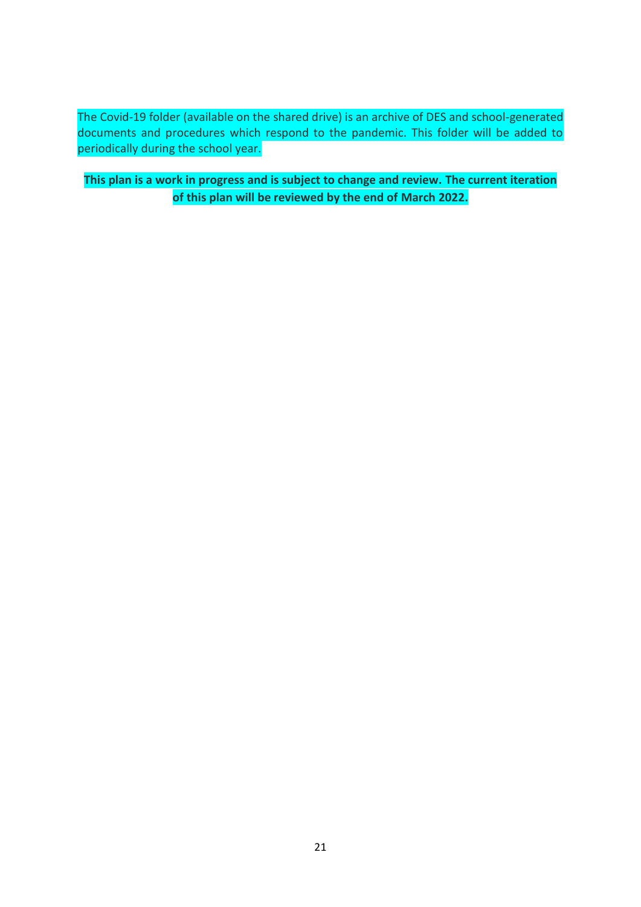The Covid-19 folder (available on the shared drive) is an archive of DES and school-generated documents and procedures which respond to the pandemic. This folder will be added to periodically during the school year.

**This plan is a work in progress and is subject to change and review. The current iteration of this plan will be reviewed by the end of March 2022.**